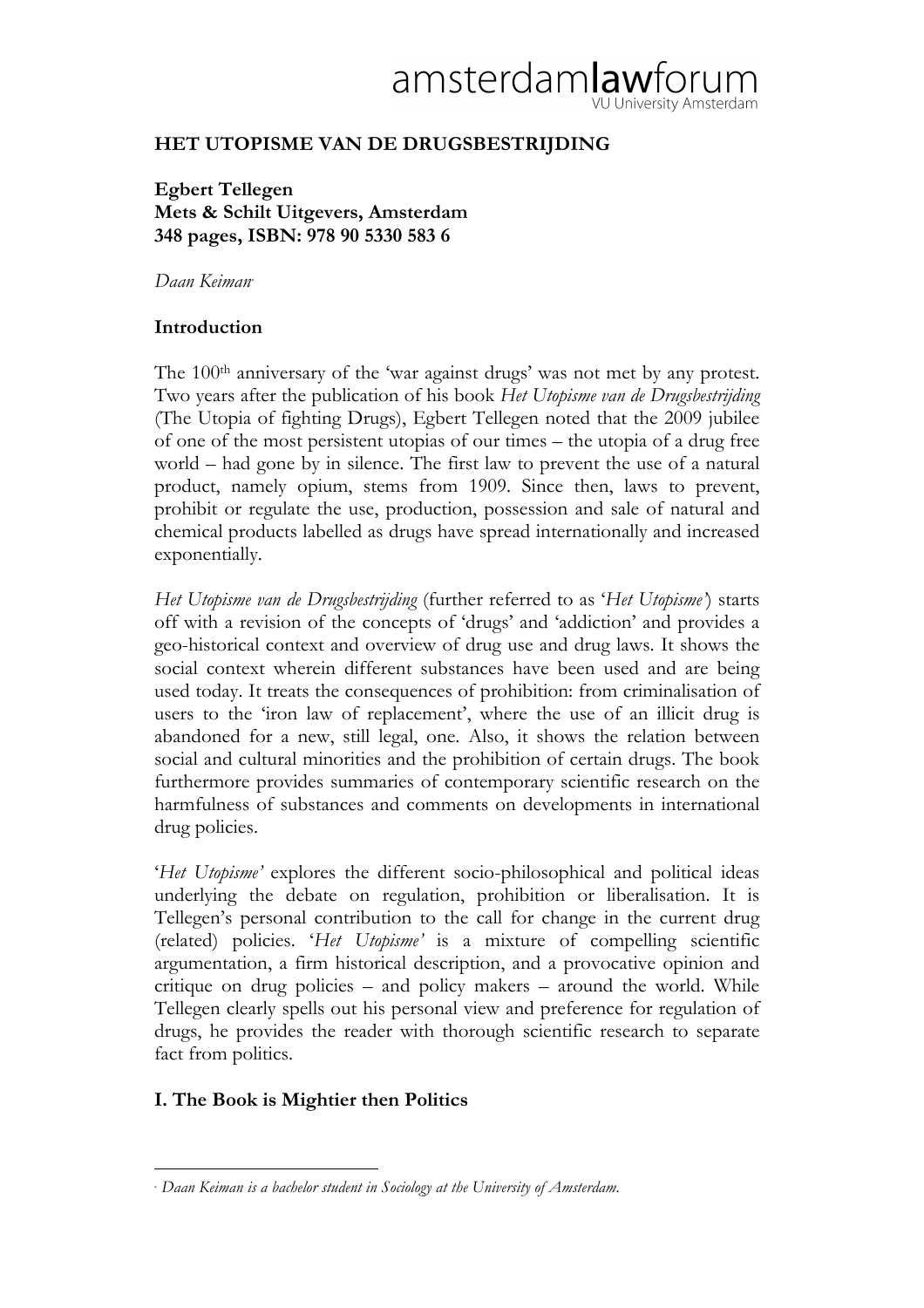# HET UTOPISME VAN DE DRUGSBESTRIJDING

**Egbert Tellegen**
**Mets & Schilt Uitgevers, Amsterdam**
**348 pages, ISBN: 978 90 5330 583 6**

*Daan Keiman*[*]

## Introduction

The 100th anniversary of the 'war against drugs' was not met by any protest. Two years after the publication of his book *Het Utopisme van de Drugsbestrijding* (The Utopia of fighting Drugs), Egbert Tellegen noted that the 2009 jubilee of one of the most persistent utopias of our times – the utopia of a drug free world – had gone by in silence. The first law to prevent the use of a natural product, namely opium, stems from 1909. Since then, laws to prevent, prohibit or regulate the use, production, possession and sale of natural and chemical products labelled as drugs have spread internationally and increased exponentially.

*Het Utopisme van de Drugsbestrijding* (further referred to as '*Het Utopisme*') starts off with a revision of the concepts of 'drugs' and 'addiction' and provides a geo-historical context and overview of drug use and drug laws. It shows the social context wherein different substances have been used and are being used today. It treats the consequences of prohibition: from criminalisation of users to the 'iron law of replacement', where the use of an illicit drug is abandoned for a new, still legal, one. Also, it shows the relation between social and cultural minorities and the prohibition of certain drugs. The book furthermore provides summaries of contemporary scientific research on the harmfulness of substances and comments on developments in international drug policies.

'*Het Utopisme*' explores the different socio-philosophical and political ideas underlying the debate on regulation, prohibition or liberalisation. It is Tellegen's personal contribution to the call for change in the current drug (related) policies. '*Het Utopisme*' is a mixture of compelling scientific argumentation, a firm historical description, and a provocative opinion and critique on drug policies – and policy makers – around the world. While Tellegen clearly spells out his personal view and preference for regulation of drugs, he provides the reader with thorough scientific research to separate fact from politics.

## I. The Book is Mightier then Politics

---

[*] *Daan Keiman is a bachelor student in Sociology at the University of Amsterdam.*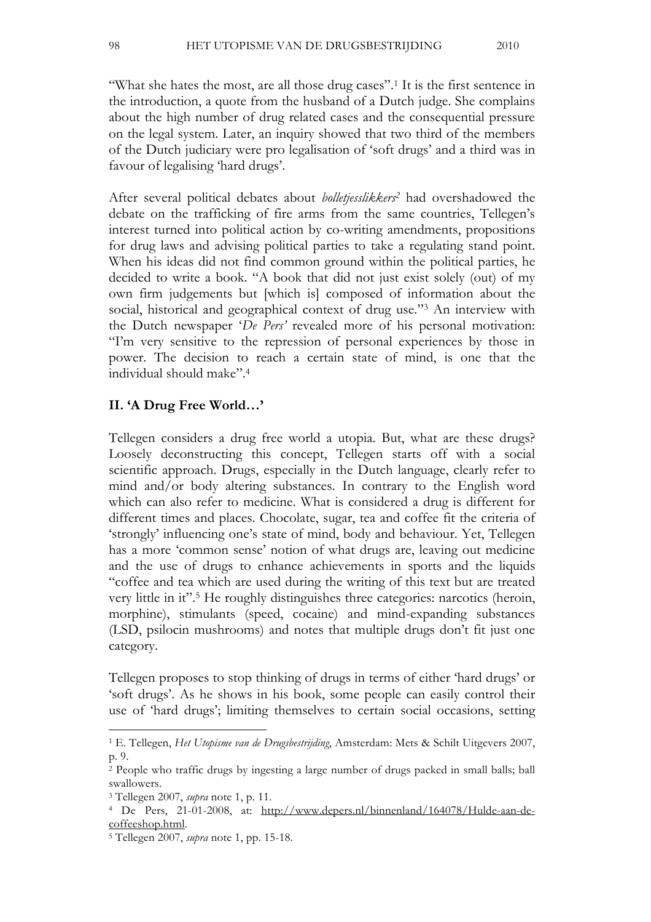"What she hates the most, are all those drug cases".[1] It is the first sentence in the introduction, a quote from the husband of a Dutch judge. She complains about the high number of drug related cases and the consequential pressure on the legal system. Later, an inquiry showed that two third of the members of the Dutch judiciary were pro legalisation of 'soft drugs' and a third was in favour of legalising 'hard drugs'.

After several political debates about *bolletjesslikkers*[2] had overshadowed the debate on the trafficking of fire arms from the same countries, Tellegen's interest turned into political action by co-writing amendments, propositions for drug laws and advising political parties to take a regulating stand point. When his ideas did not find common ground within the political parties, he decided to write a book. "A book that did not just exist solely (out) of my own firm judgements but [which is] composed of information about the social, historical and geographical context of drug use."[3] An interview with the Dutch newspaper '*De Pers*' revealed more of his personal motivation: "I'm very sensitive to the repression of personal experiences by those in power. The decision to reach a certain state of mind, is one that the individual should make".[4]

## II. 'A Drug Free World…'

Tellegen considers a drug free world a utopia. But, what are these drugs? Loosely deconstructing this concept, Tellegen starts off with a social scientific approach. Drugs, especially in the Dutch language, clearly refer to mind and/or body altering substances. In contrary to the English word which can also refer to medicine. What is considered a drug is different for different times and places. Chocolate, sugar, tea and coffee fit the criteria of 'strongly' influencing one's state of mind, body and behaviour. Yet, Tellegen has a more 'common sense' notion of what drugs are, leaving out medicine and the use of drugs to enhance achievements in sports and the liquids "coffee and tea which are used during the writing of this text but are treated very little in it".[5] He roughly distinguishes three categories: narcotics (heroin, morphine), stimulants (speed, cocaine) and mind-expanding substances (LSD, psilocin mushrooms) and notes that multiple drugs don't fit just one category.

Tellegen proposes to stop thinking of drugs in terms of either 'hard drugs' or 'soft drugs'. As he shows in his book, some people can easily control their use of 'hard drugs'; limiting themselves to certain social occasions, setting

---

[1] E. Tellegen, *Het Utopisme van de Drugsbestrijding*, Amsterdam: Mets & Schilt Uitgevers 2007, p. 9.

[2] People who traffic drugs by ingesting a large number of drugs packed in small balls; ball swallowers.

[3] Tellegen 2007, *supra* note 1, p. 11.

[4] De Pers, 21-01-2008, at: http://www.depers.nl/binnenland/164078/Hulde-aan-de-coffeeshop.html.

[5] Tellegen 2007, *supra* note 1, pp. 15-18.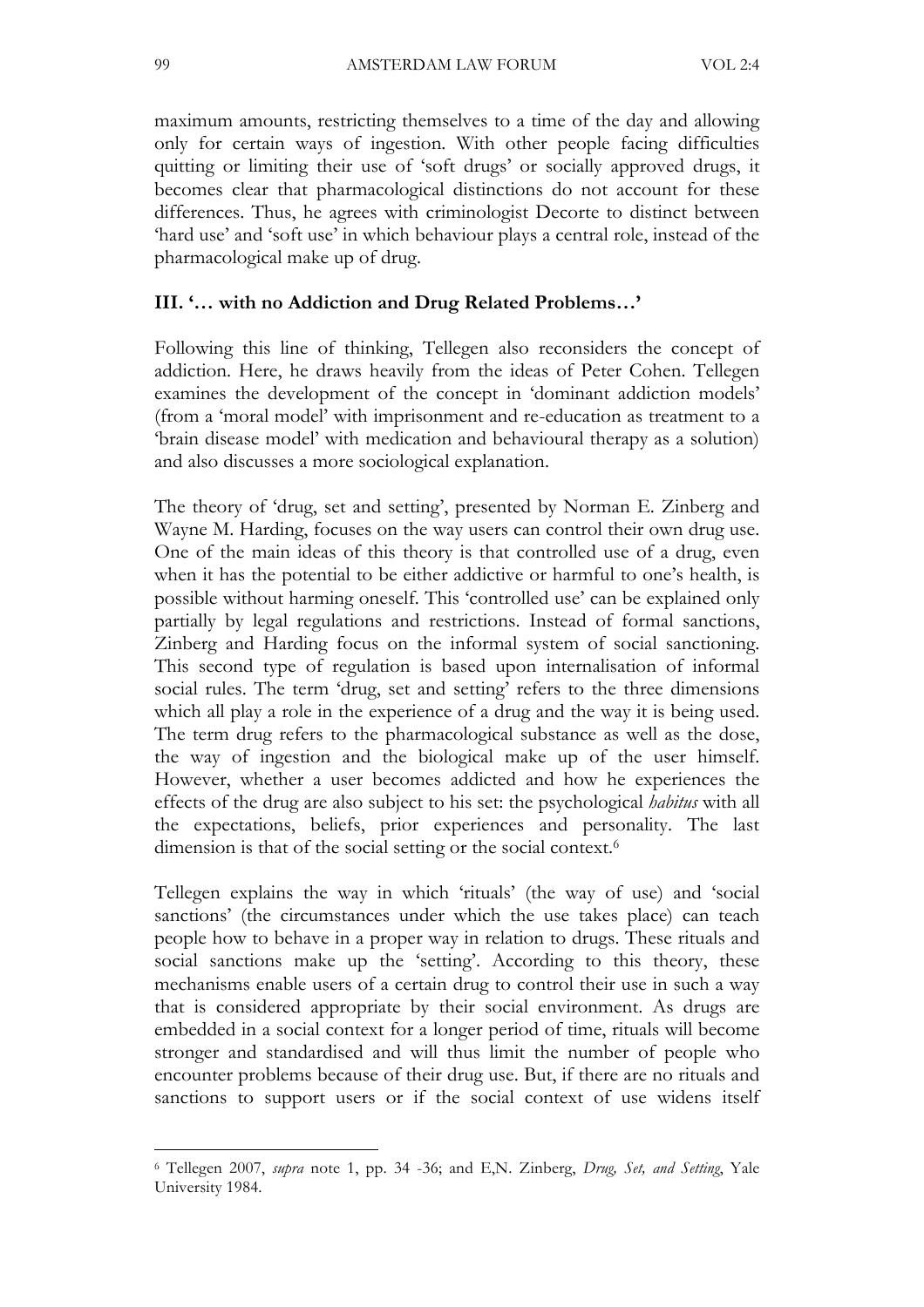maximum amounts, restricting themselves to a time of the day and allowing only for certain ways of ingestion. With other people facing difficulties quitting or limiting their use of 'soft drugs' or socially approved drugs, it becomes clear that pharmacological distinctions do not account for these differences. Thus, he agrees with criminologist Decorte to distinct between 'hard use' and 'soft use' in which behaviour plays a central role, instead of the pharmacological make up of drug.

### III. '… with no Addiction and Drug Related Problems…'

Following this line of thinking, Tellegen also reconsiders the concept of addiction. Here, he draws heavily from the ideas of Peter Cohen. Tellegen examines the development of the concept in 'dominant addiction models' (from a 'moral model' with imprisonment and re-education as treatment to a 'brain disease model' with medication and behavioural therapy as a solution) and also discusses a more sociological explanation.

The theory of 'drug, set and setting', presented by Norman E. Zinberg and Wayne M. Harding, focuses on the way users can control their own drug use. One of the main ideas of this theory is that controlled use of a drug, even when it has the potential to be either addictive or harmful to one's health, is possible without harming oneself. This 'controlled use' can be explained only partially by legal regulations and restrictions. Instead of formal sanctions, Zinberg and Harding focus on the informal system of social sanctioning. This second type of regulation is based upon internalisation of informal social rules. The term 'drug, set and setting' refers to the three dimensions which all play a role in the experience of a drug and the way it is being used. The term drug refers to the pharmacological substance as well as the dose, the way of ingestion and the biological make up of the user himself. However, whether a user becomes addicted and how he experiences the effects of the drug are also subject to his set: the psychological *habitus* with all the expectations, beliefs, prior experiences and personality. The last dimension is that of the social setting or the social context.[6]

Tellegen explains the way in which 'rituals' (the way of use) and 'social sanctions' (the circumstances under which the use takes place) can teach people how to behave in a proper way in relation to drugs. These rituals and social sanctions make up the 'setting'. According to this theory, these mechanisms enable users of a certain drug to control their use in such a way that is considered appropriate by their social environment. As drugs are embedded in a social context for a longer period of time, rituals will become stronger and standardised and will thus limit the number of people who encounter problems because of their drug use. But, if there are no rituals and sanctions to support users or if the social context of use widens itself

[6] Tellegen 2007, *supra* note 1, pp. 34 -36; and E,N. Zinberg, *Drug, Set, and Setting*, Yale University 1984.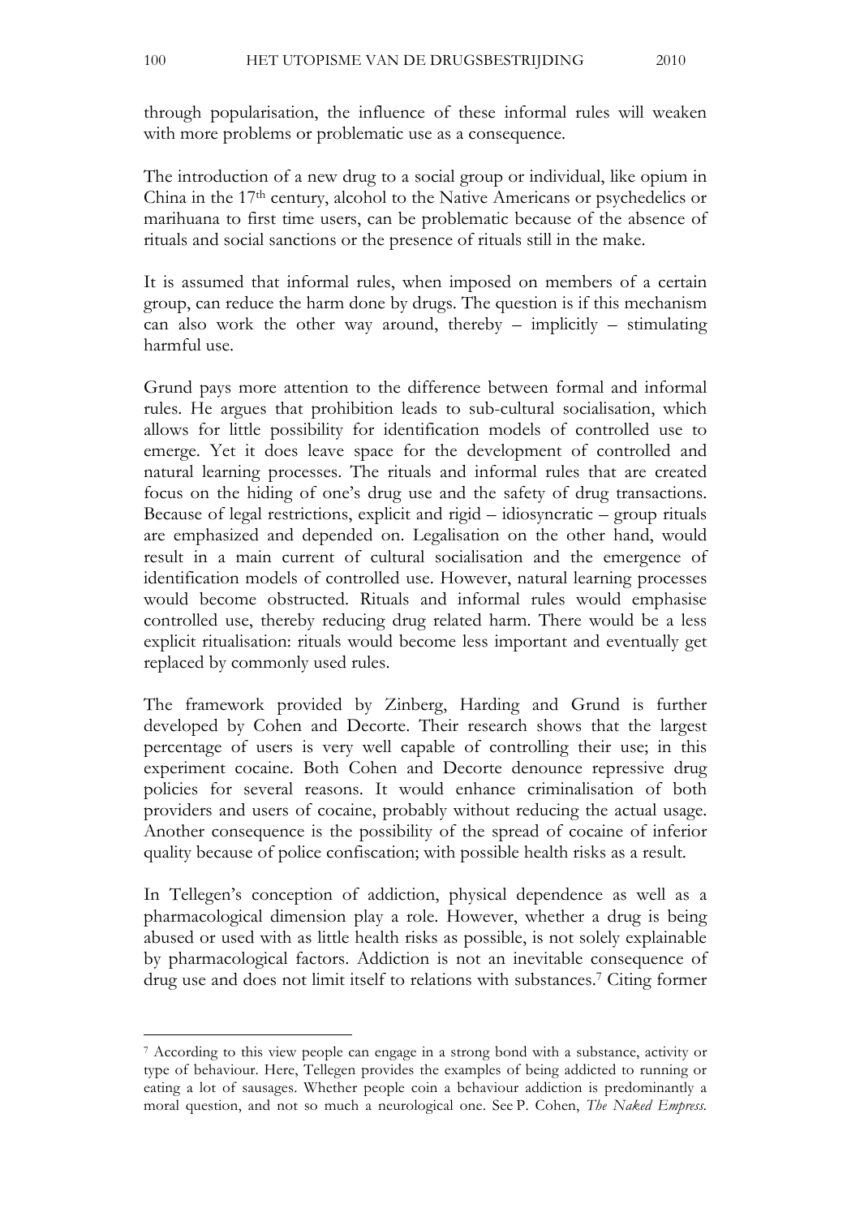through popularisation, the influence of these informal rules will weaken with more problems or problematic use as a consequence.

The introduction of a new drug to a social group or individual, like opium in China in the 17th century, alcohol to the Native Americans or psychedelics or marihuana to first time users, can be problematic because of the absence of rituals and social sanctions or the presence of rituals still in the make.

It is assumed that informal rules, when imposed on members of a certain group, can reduce the harm done by drugs. The question is if this mechanism can also work the other way around, thereby – implicitly – stimulating harmful use.

Grund pays more attention to the difference between formal and informal rules. He argues that prohibition leads to sub-cultural socialisation, which allows for little possibility for identification models of controlled use to emerge. Yet it does leave space for the development of controlled and natural learning processes. The rituals and informal rules that are created focus on the hiding of one's drug use and the safety of drug transactions. Because of legal restrictions, explicit and rigid – idiosyncratic – group rituals are emphasized and depended on. Legalisation on the other hand, would result in a main current of cultural socialisation and the emergence of identification models of controlled use. However, natural learning processes would become obstructed. Rituals and informal rules would emphasise controlled use, thereby reducing drug related harm. There would be a less explicit ritualisation: rituals would become less important and eventually get replaced by commonly used rules.

The framework provided by Zinberg, Harding and Grund is further developed by Cohen and Decorte. Their research shows that the largest percentage of users is very well capable of controlling their use; in this experiment cocaine. Both Cohen and Decorte denounce repressive drug policies for several reasons. It would enhance criminalisation of both providers and users of cocaine, probably without reducing the actual usage. Another consequence is the possibility of the spread of cocaine of inferior quality because of police confiscation; with possible health risks as a result.

In Tellegen's conception of addiction, physical dependence as well as a pharmacological dimension play a role. However, whether a drug is being abused or used with as little health risks as possible, is not solely explainable by pharmacological factors. Addiction is not an inevitable consequence of drug use and does not limit itself to relations with substances.[7] Citing former

[7] According to this view people can engage in a strong bond with a substance, activity or type of behaviour. Here, Tellegen provides the examples of being addicted to running or eating a lot of sausages. Whether people coin a behaviour addiction is predominantly a moral question, and not so much a neurological one. See P. Cohen, *The Naked Empress.*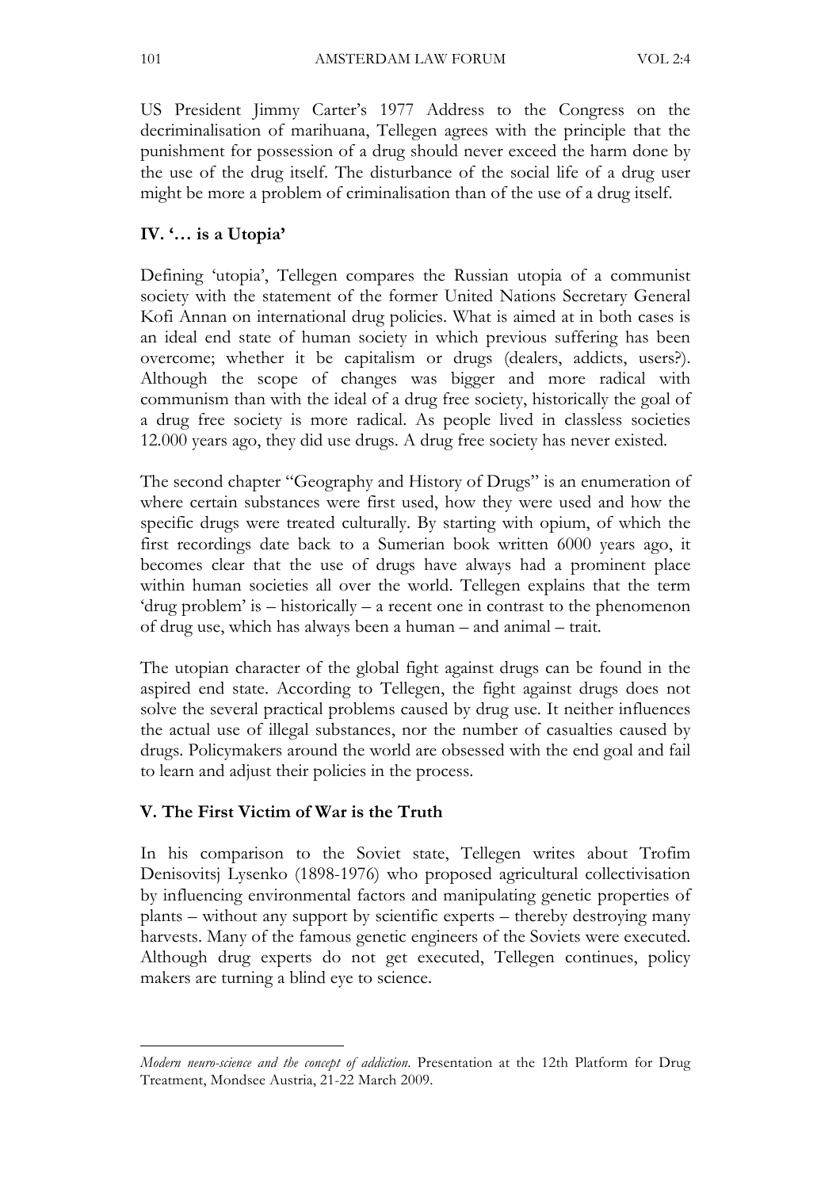US President Jimmy Carter's 1977 Address to the Congress on the decriminalisation of marihuana, Tellegen agrees with the principle that the punishment for possession of a drug should never exceed the harm done by the use of the drug itself. The disturbance of the social life of a drug user might be more a problem of criminalisation than of the use of a drug itself.

## IV. '… is a Utopia'

Defining 'utopia', Tellegen compares the Russian utopia of a communist society with the statement of the former United Nations Secretary General Kofi Annan on international drug policies. What is aimed at in both cases is an ideal end state of human society in which previous suffering has been overcome; whether it be capitalism or drugs (dealers, addicts, users?). Although the scope of changes was bigger and more radical with communism than with the ideal of a drug free society, historically the goal of a drug free society is more radical. As people lived in classless societies 12.000 years ago, they did use drugs. A drug free society has never existed.

The second chapter "Geography and History of Drugs" is an enumeration of where certain substances were first used, how they were used and how the specific drugs were treated culturally. By starting with opium, of which the first recordings date back to a Sumerian book written 6000 years ago, it becomes clear that the use of drugs have always had a prominent place within human societies all over the world. Tellegen explains that the term 'drug problem' is – historically – a recent one in contrast to the phenomenon of drug use, which has always been a human – and animal – trait.

The utopian character of the global fight against drugs can be found in the aspired end state. According to Tellegen, the fight against drugs does not solve the several practical problems caused by drug use. It neither influences the actual use of illegal substances, nor the number of casualties caused by drugs. Policymakers around the world are obsessed with the end goal and fail to learn and adjust their policies in the process.

## V. The First Victim of War is the Truth

In his comparison to the Soviet state, Tellegen writes about Trofim Denisovitsj Lysenko (1898-1976) who proposed agricultural collectivisation by influencing environmental factors and manipulating genetic properties of plants – without any support by scientific experts – thereby destroying many harvests. Many of the famous genetic engineers of the Soviets were executed. Although drug experts do not get executed, Tellegen continues, policy makers are turning a blind eye to science.

---

*Modern neuro-science and the concept of addiction*. Presentation at the 12th Platform for Drug Treatment, Mondsee Austria, 21-22 March 2009.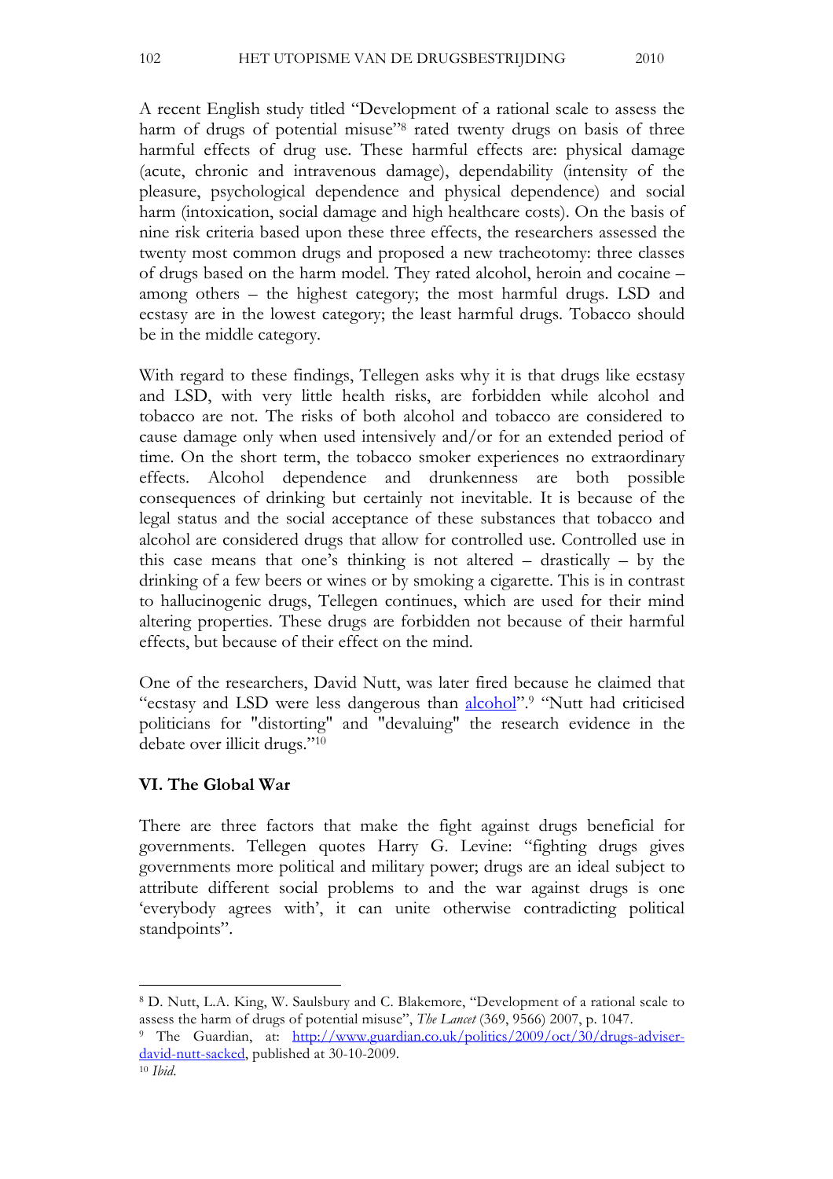A recent English study titled "Development of a rational scale to assess the harm of drugs of potential misuse"[8] rated twenty drugs on basis of three harmful effects of drug use. These harmful effects are: physical damage (acute, chronic and intravenous damage), dependability (intensity of the pleasure, psychological dependence and physical dependence) and social harm (intoxication, social damage and high healthcare costs). On the basis of nine risk criteria based upon these three effects, the researchers assessed the twenty most common drugs and proposed a new tracheotomy: three classes of drugs based on the harm model. They rated alcohol, heroin and cocaine – among others – the highest category; the most harmful drugs. LSD and ecstasy are in the lowest category; the least harmful drugs. Tobacco should be in the middle category.

With regard to these findings, Tellegen asks why it is that drugs like ecstasy and LSD, with very little health risks, are forbidden while alcohol and tobacco are not. The risks of both alcohol and tobacco are considered to cause damage only when used intensively and/or for an extended period of time. On the short term, the tobacco smoker experiences no extraordinary effects. Alcohol dependence and drunkenness are both possible consequences of drinking but certainly not inevitable. It is because of the legal status and the social acceptance of these substances that tobacco and alcohol are considered drugs that allow for controlled use. Controlled use in this case means that one's thinking is not altered – drastically – by the drinking of a few beers or wines or by smoking a cigarette. This is in contrast to hallucinogenic drugs, Tellegen continues, which are used for their mind altering properties. These drugs are forbidden not because of their harmful effects, but because of their effect on the mind.

One of the researchers, David Nutt, was later fired because he claimed that "ecstasy and LSD were less dangerous than alcohol".[9] "Nutt had criticised politicians for "distorting" and "devaluing" the research evidence in the debate over illicit drugs."[10]

### VI. The Global War

There are three factors that make the fight against drugs beneficial for governments. Tellegen quotes Harry G. Levine: "fighting drugs gives governments more political and military power; drugs are an ideal subject to attribute different social problems to and the war against drugs is one 'everybody agrees with', it can unite otherwise contradicting political standpoints".

---

[8] D. Nutt, L.A. King, W. Saulsbury and C. Blakemore, "Development of a rational scale to assess the harm of drugs of potential misuse", *The Lancet* (369, 9566) 2007, p. 1047.

[9] The Guardian, at: http://www.guardian.co.uk/politics/2009/oct/30/drugs-adviser-david-nutt-sacked, published at 30-10-2009.

[10] *Ibid.*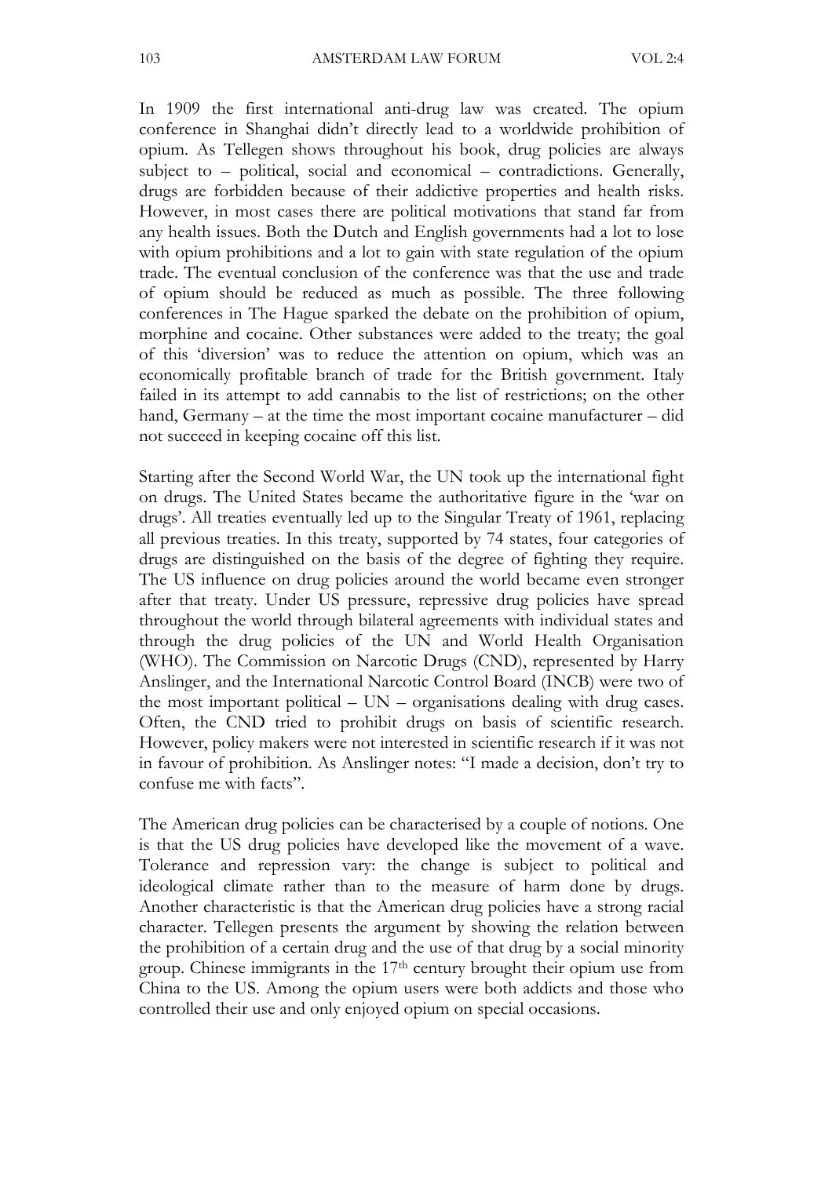In 1909 the first international anti-drug law was created. The opium conference in Shanghai didn't directly lead to a worldwide prohibition of opium. As Tellegen shows throughout his book, drug policies are always subject to – political, social and economical – contradictions. Generally, drugs are forbidden because of their addictive properties and health risks. However, in most cases there are political motivations that stand far from any health issues. Both the Dutch and English governments had a lot to lose with opium prohibitions and a lot to gain with state regulation of the opium trade. The eventual conclusion of the conference was that the use and trade of opium should be reduced as much as possible. The three following conferences in The Hague sparked the debate on the prohibition of opium, morphine and cocaine. Other substances were added to the treaty; the goal of this 'diversion' was to reduce the attention on opium, which was an economically profitable branch of trade for the British government. Italy failed in its attempt to add cannabis to the list of restrictions; on the other hand, Germany – at the time the most important cocaine manufacturer – did not succeed in keeping cocaine off this list.

Starting after the Second World War, the UN took up the international fight on drugs. The United States became the authoritative figure in the 'war on drugs'. All treaties eventually led up to the Singular Treaty of 1961, replacing all previous treaties. In this treaty, supported by 74 states, four categories of drugs are distinguished on the basis of the degree of fighting they require. The US influence on drug policies around the world became even stronger after that treaty. Under US pressure, repressive drug policies have spread throughout the world through bilateral agreements with individual states and through the drug policies of the UN and World Health Organisation (WHO). The Commission on Narcotic Drugs (CND), represented by Harry Anslinger, and the International Narcotic Control Board (INCB) were two of the most important political – UN – organisations dealing with drug cases. Often, the CND tried to prohibit drugs on basis of scientific research. However, policy makers were not interested in scientific research if it was not in favour of prohibition. As Anslinger notes: "I made a decision, don't try to confuse me with facts".

The American drug policies can be characterised by a couple of notions. One is that the US drug policies have developed like the movement of a wave. Tolerance and repression vary: the change is subject to political and ideological climate rather than to the measure of harm done by drugs. Another characteristic is that the American drug policies have a strong racial character. Tellegen presents the argument by showing the relation between the prohibition of a certain drug and the use of that drug by a social minority group. Chinese immigrants in the 17th century brought their opium use from China to the US. Among the opium users were both addicts and those who controlled their use and only enjoyed opium on special occasions.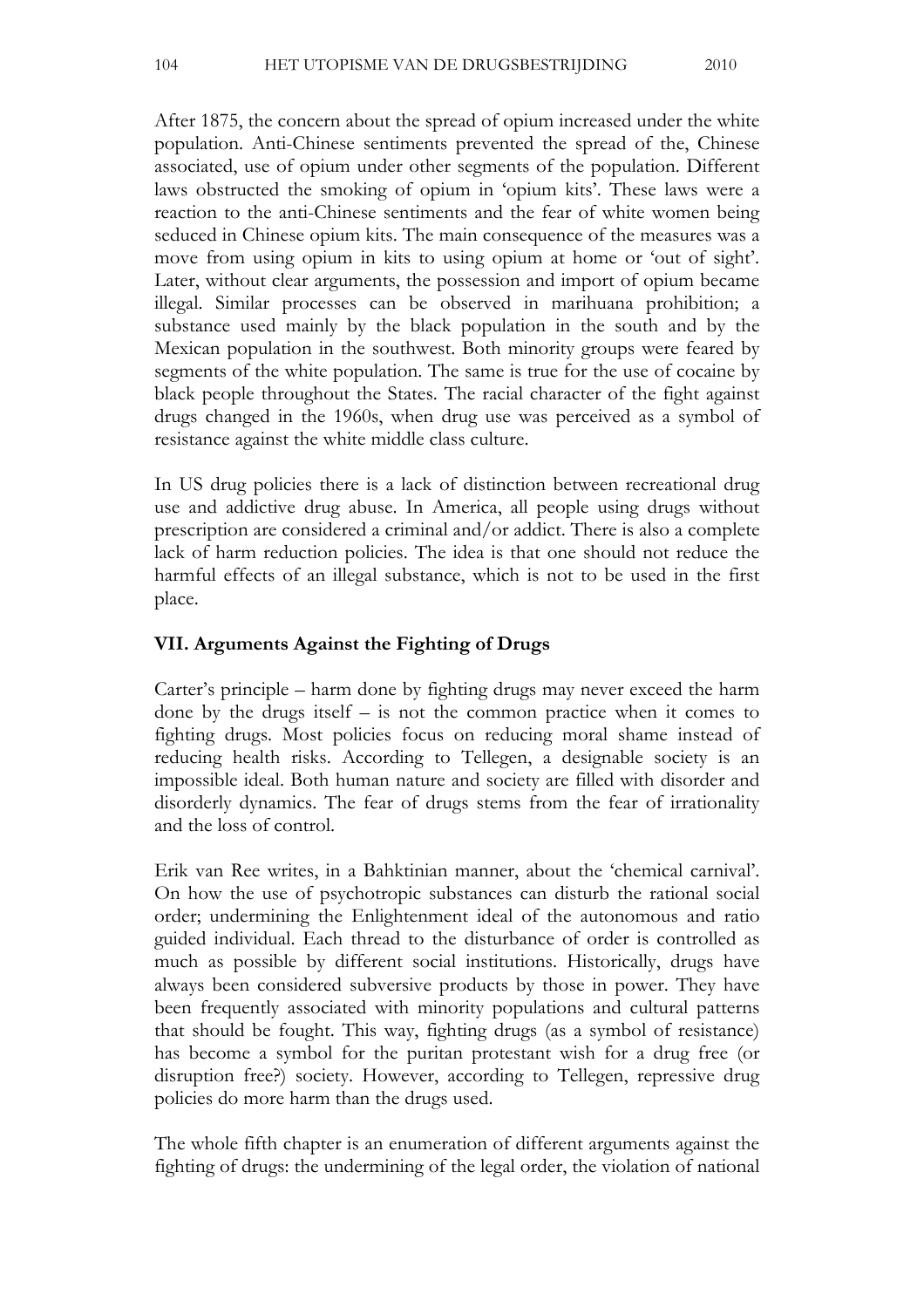After 1875, the concern about the spread of opium increased under the white population. Anti-Chinese sentiments prevented the spread of the, Chinese associated, use of opium under other segments of the population. Different laws obstructed the smoking of opium in 'opium kits'. These laws were a reaction to the anti-Chinese sentiments and the fear of white women being seduced in Chinese opium kits. The main consequence of the measures was a move from using opium in kits to using opium at home or 'out of sight'. Later, without clear arguments, the possession and import of opium became illegal. Similar processes can be observed in marihuana prohibition; a substance used mainly by the black population in the south and by the Mexican population in the southwest. Both minority groups were feared by segments of the white population. The same is true for the use of cocaine by black people throughout the States. The racial character of the fight against drugs changed in the 1960s, when drug use was perceived as a symbol of resistance against the white middle class culture.

In US drug policies there is a lack of distinction between recreational drug use and addictive drug abuse. In America, all people using drugs without prescription are considered a criminal and/or addict. There is also a complete lack of harm reduction policies. The idea is that one should not reduce the harmful effects of an illegal substance, which is not to be used in the first place.

## VII. Arguments Against the Fighting of Drugs

Carter's principle – harm done by fighting drugs may never exceed the harm done by the drugs itself – is not the common practice when it comes to fighting drugs. Most policies focus on reducing moral shame instead of reducing health risks. According to Tellegen, a designable society is an impossible ideal. Both human nature and society are filled with disorder and disorderly dynamics. The fear of drugs stems from the fear of irrationality and the loss of control.

Erik van Ree writes, in a Bahktinian manner, about the 'chemical carnival'. On how the use of psychotropic substances can disturb the rational social order; undermining the Enlightenment ideal of the autonomous and ratio guided individual. Each thread to the disturbance of order is controlled as much as possible by different social institutions. Historically, drugs have always been considered subversive products by those in power. They have been frequently associated with minority populations and cultural patterns that should be fought. This way, fighting drugs (as a symbol of resistance) has become a symbol for the puritan protestant wish for a drug free (or disruption free?) society. However, according to Tellegen, repressive drug policies do more harm than the drugs used.

The whole fifth chapter is an enumeration of different arguments against the fighting of drugs: the undermining of the legal order, the violation of national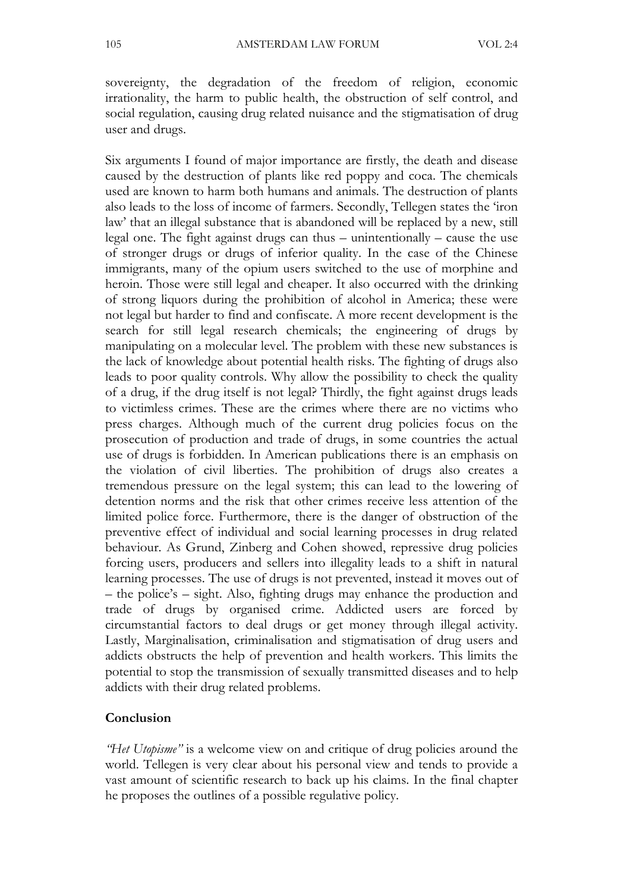sovereignty, the degradation of the freedom of religion, economic irrationality, the harm to public health, the obstruction of self control, and social regulation, causing drug related nuisance and the stigmatisation of drug user and drugs.

Six arguments I found of major importance are firstly, the death and disease caused by the destruction of plants like red poppy and coca. The chemicals used are known to harm both humans and animals. The destruction of plants also leads to the loss of income of farmers. Secondly, Tellegen states the 'iron law' that an illegal substance that is abandoned will be replaced by a new, still legal one. The fight against drugs can thus – unintentionally – cause the use of stronger drugs or drugs of inferior quality. In the case of the Chinese immigrants, many of the opium users switched to the use of morphine and heroin. Those were still legal and cheaper. It also occurred with the drinking of strong liquors during the prohibition of alcohol in America; these were not legal but harder to find and confiscate. A more recent development is the search for still legal research chemicals; the engineering of drugs by manipulating on a molecular level. The problem with these new substances is the lack of knowledge about potential health risks. The fighting of drugs also leads to poor quality controls. Why allow the possibility to check the quality of a drug, if the drug itself is not legal? Thirdly, the fight against drugs leads to victimless crimes. These are the crimes where there are no victims who press charges. Although much of the current drug policies focus on the prosecution of production and trade of drugs, in some countries the actual use of drugs is forbidden. In American publications there is an emphasis on the violation of civil liberties. The prohibition of drugs also creates a tremendous pressure on the legal system; this can lead to the lowering of detention norms and the risk that other crimes receive less attention of the limited police force. Furthermore, there is the danger of obstruction of the preventive effect of individual and social learning processes in drug related behaviour. As Grund, Zinberg and Cohen showed, repressive drug policies forcing users, producers and sellers into illegality leads to a shift in natural learning processes. The use of drugs is not prevented, instead it moves out of – the police's – sight. Also, fighting drugs may enhance the production and trade of drugs by organised crime. Addicted users are forced by circumstantial factors to deal drugs or get money through illegal activity. Lastly, Marginalisation, criminalisation and stigmatisation of drug users and addicts obstructs the help of prevention and health workers. This limits the potential to stop the transmission of sexually transmitted diseases and to help addicts with their drug related problems.

## Conclusion

*"Het Utopisme"* is a welcome view on and critique of drug policies around the world. Tellegen is very clear about his personal view and tends to provide a vast amount of scientific research to back up his claims. In the final chapter he proposes the outlines of a possible regulative policy.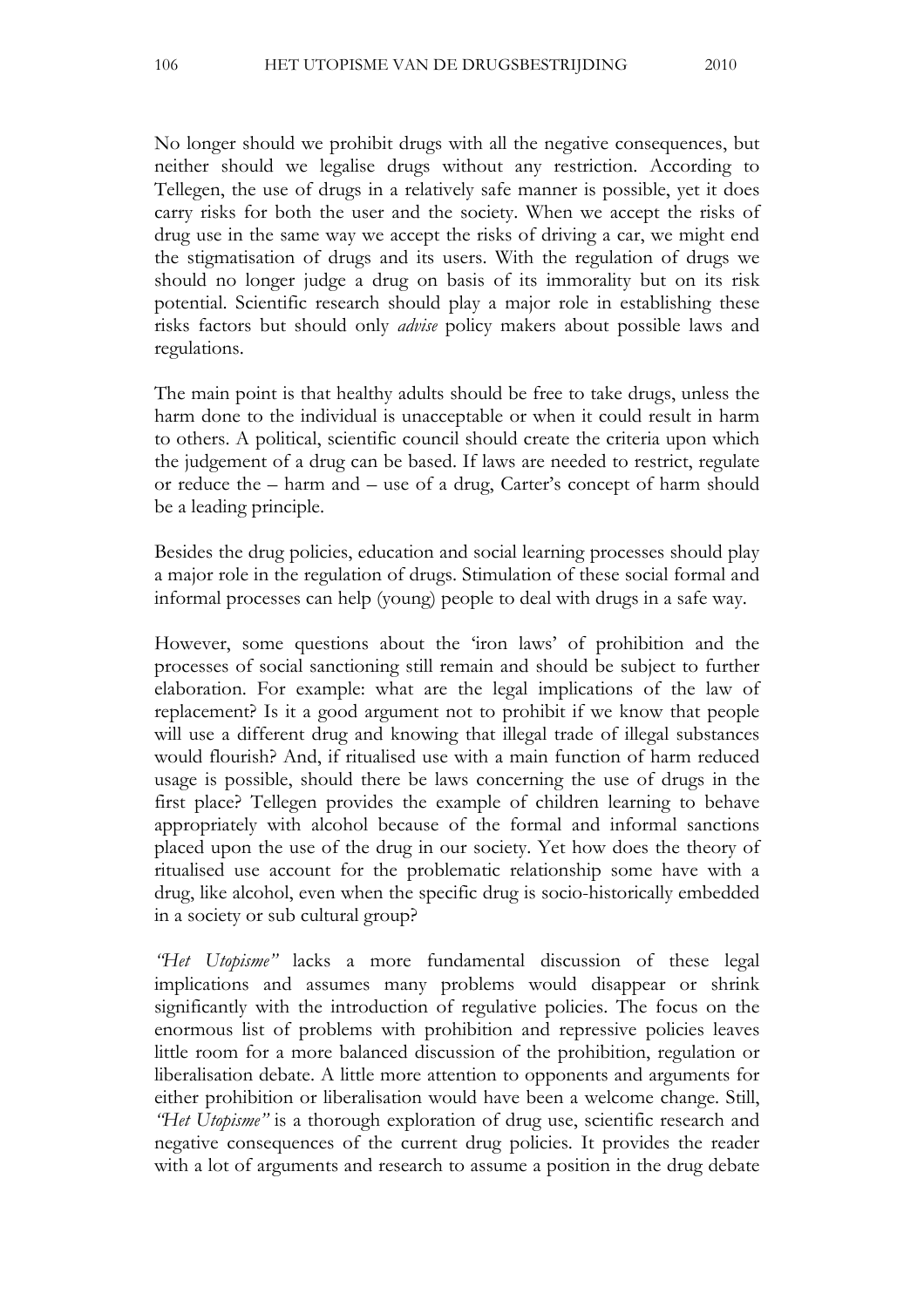No longer should we prohibit drugs with all the negative consequences, but neither should we legalise drugs without any restriction. According to Tellegen, the use of drugs in a relatively safe manner is possible, yet it does carry risks for both the user and the society. When we accept the risks of drug use in the same way we accept the risks of driving a car, we might end the stigmatisation of drugs and its users. With the regulation of drugs we should no longer judge a drug on basis of its immorality but on its risk potential. Scientific research should play a major role in establishing these risks factors but should only *advise* policy makers about possible laws and regulations.

The main point is that healthy adults should be free to take drugs, unless the harm done to the individual is unacceptable or when it could result in harm to others. A political, scientific council should create the criteria upon which the judgement of a drug can be based. If laws are needed to restrict, regulate or reduce the – harm and – use of a drug, Carter's concept of harm should be a leading principle.

Besides the drug policies, education and social learning processes should play a major role in the regulation of drugs. Stimulation of these social formal and informal processes can help (young) people to deal with drugs in a safe way.

However, some questions about the 'iron laws' of prohibition and the processes of social sanctioning still remain and should be subject to further elaboration. For example: what are the legal implications of the law of replacement? Is it a good argument not to prohibit if we know that people will use a different drug and knowing that illegal trade of illegal substances would flourish? And, if ritualised use with a main function of harm reduced usage is possible, should there be laws concerning the use of drugs in the first place? Tellegen provides the example of children learning to behave appropriately with alcohol because of the formal and informal sanctions placed upon the use of the drug in our society. Yet how does the theory of ritualised use account for the problematic relationship some have with a drug, like alcohol, even when the specific drug is socio-historically embedded in a society or sub cultural group?

*"Het Utopisme"* lacks a more fundamental discussion of these legal implications and assumes many problems would disappear or shrink significantly with the introduction of regulative policies. The focus on the enormous list of problems with prohibition and repressive policies leaves little room for a more balanced discussion of the prohibition, regulation or liberalisation debate. A little more attention to opponents and arguments for either prohibition or liberalisation would have been a welcome change. Still, *"Het Utopisme"* is a thorough exploration of drug use, scientific research and negative consequences of the current drug policies. It provides the reader with a lot of arguments and research to assume a position in the drug debate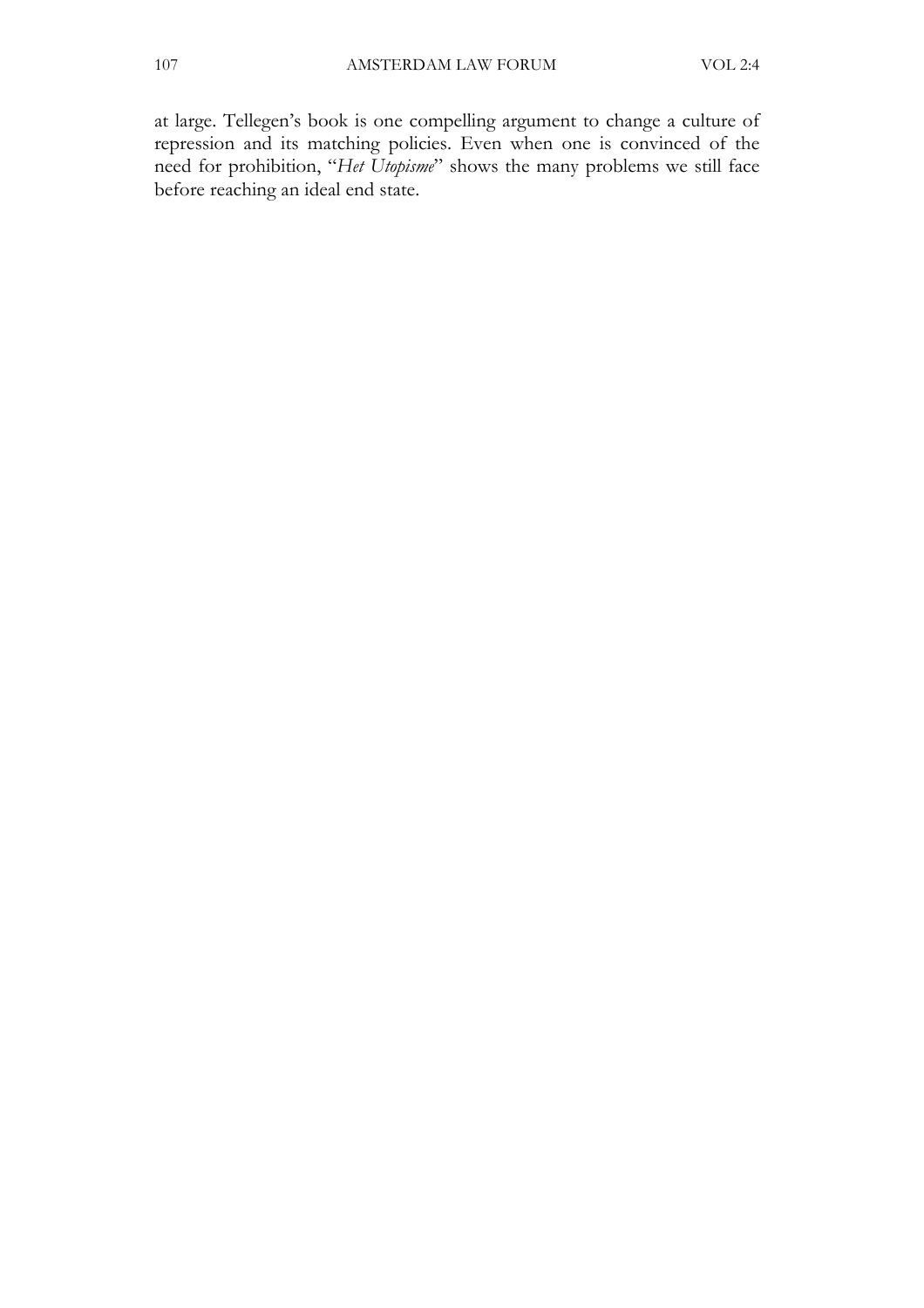at large. Tellegen's book is one compelling argument to change a culture of repression and its matching policies. Even when one is convinced of the need for prohibition, "*Het Utopisme*" shows the many problems we still face before reaching an ideal end state.